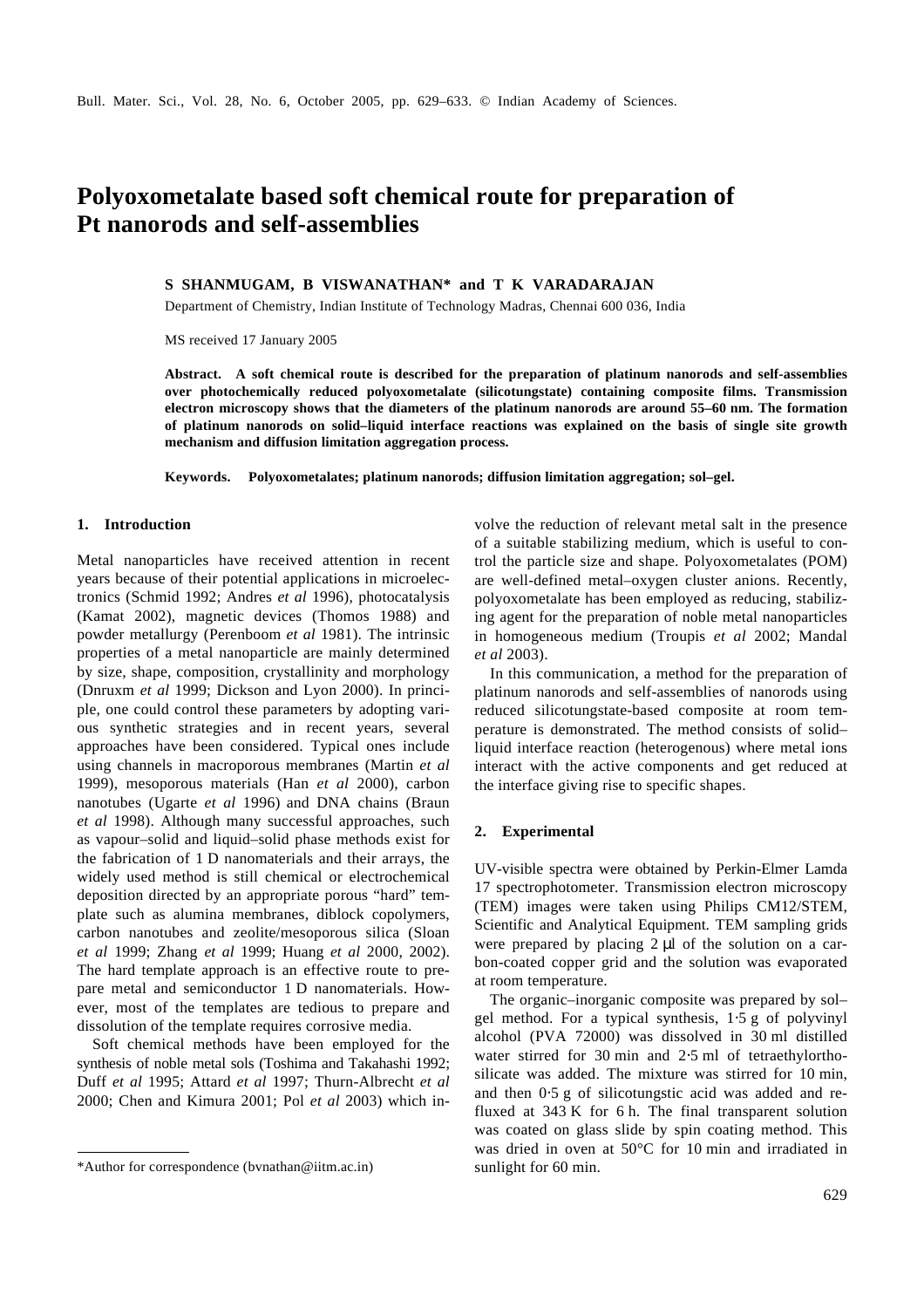# Polyoxometalate based soft chemical route for preparation of Pt nanorods and self-assemblies

**S SHANMUGAM, B VISWANATHAN\* and T K VARADARAJAN**

Department of Chemistry, Indian Institute of Technology Madras, Chennai 600 036, India

MS received 17 January 2005

**Abstract. A soft chemical route is described for the preparation of platinum nanorods and self-assemblies over photochemically reduced polyoxometalate (silicotungstate) containing composite films. Transmission electron microscopy shows that the diameters of the platinum nanorods are around 55–60 nm. The formation of platinum nanorods on solid–liquid interface reactions was explained on the basis of single site growth mechanism and diffusion limitation aggregation process.**

**Keywords. Polyoxometalates; platinum nanorods; diffusion limitation aggregation; sol–gel.**

## 1. Introduction

Metal nanoparticles have received attention in recent years because of their potential applications in microelectronics (Schmid 1992; Andres *et al* 1996), photocatalysis (Kamat 2002), magnetic devices (Thomos 1988) and powder metallurgy (Perenboom *et al* 1981). The intrinsic properties of a metal nanoparticle are mainly determined by size, shape, composition, crystallinity and morphology (Dnruxm *et al* 1999; Dickson and Lyon 2000). In principle, one could control these parameters by adopting various synthetic strategies and in recent years, several approaches have been considered. Typical ones include using channels in macroporous membranes (Martin *et al* 1999), mesoporous materials (Han *et al* 2000), carbon nanotubes (Ugarte *et al* 1996) and DNA chains (Braun *et al* 1998). Although many successful approaches, such as vapour–solid and liquid–solid phase methods exist for the fabrication of 1 D nanomaterials and their arrays, the widely used method is still chemical or electrochemical deposition directed by an appropriate porous "hard" template such as alumina membranes, diblock copolymers, carbon nanotubes and zeolite/mesoporous silica (Sloan *et al* 1999; Zhang *et al* 1999; Huang *et al* 2000, 2002). The hard template approach is an effective route to prepare metal and semiconductor 1 D nanomaterials. However, most of the templates are tedious to prepare and dissolution of the template requires corrosive media.

Soft chemical methods have been employed for the synthesis of noble metal sols (Toshima and Takahashi 1992; Duff *et al* 1995; Attard *et al* 1997; Thurn-Albrecht *et al* 2000; Chen and Kimura 2001; Pol *et al* 2003) which involve the reduction of relevant metal salt in the presence of a suitable stabilizing medium, which is useful to control the particle size and shape. Polyoxometalates (POM) are well-defined metal–oxygen cluster anions. Recently, polyoxometalate has been employed as reducing, stabilizing agent for the preparation of noble metal nanoparticles in homogeneous medium (Troupis *et al* 2002; Mandal *et al* 2003).

In this communication, a method for the preparation of platinum nanorods and self-assemblies of nanorods using reduced silicotungstate-based composite at room temperature is demonstrated. The method consists of solid–liquid interface reaction (heterogenous) where metal ions interact with the active components and get reduced at the interface giving rise to specific shapes.

## 2. Experimental

UV-visible spectra were obtained by Perkin-Elmer Lamda 17 spectrophotometer. Transmission electron microscopy (TEM) images were taken using Philips CM12/STEM, Scientific and Analytical Equipment. TEM sampling grids were prepared by placing 2 μl of the solution on a carbon-coated copper grid and the solution was evaporated at room temperature.

The organic–inorganic composite was prepared by sol–gel method. For a typical synthesis, 1·5 g of polyvinyl alcohol (PVA 72000) was dissolved in 30 ml distilled water stirred for 30 min and 2·5 ml of tetraethylorthosilicate was added. The mixture was stirred for 10 min, and then 0·5 g of silicotungstic acid was added and refluxed at 343 K for 6 h. The final transparent solution was coated on glass slide by spin coating method. This was dried in oven at 50°C for 10 min and irradiated in sunlight for 60 min.

\*Author for correspondence (bvnathan@iitm.ac.in)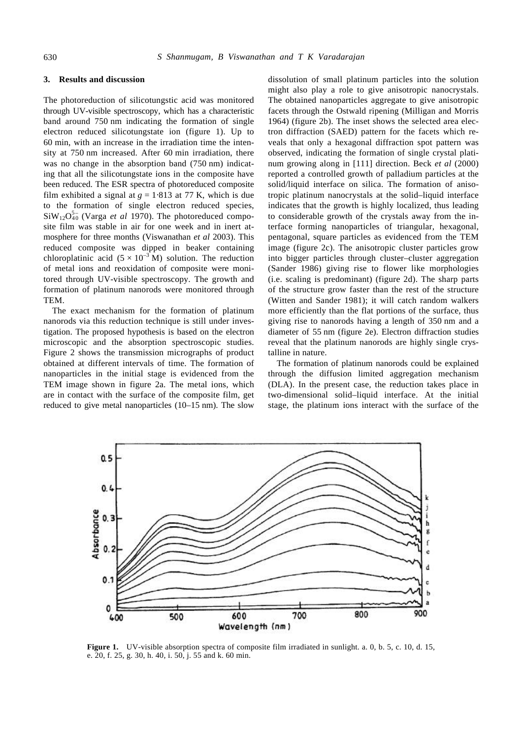## 3. Results and discussion

The photoreduction of silicotungstic acid was monitored through UV-visible spectroscopy, which has a characteristic band around 750 nm indicating the formation of single electron reduced silicotungstate ion (figure 1). Up to 60 min, with an increase in the irradiation time the intensity at 750 nm increased. After 60 min irradiation, there was no change in the absorption band (750 nm) indicating that all the silicotungstate ions in the composite have been reduced. The ESR spectra of photoreduced composite film exhibited a signal at $g = 1{\cdot}813$ at 77 K, which is due to the formation of single electron reduced species, $SiW_{12}O_{40}^{5-}$ (Varga *et al* 1970). The photoreduced composite film was stable in air for one week and in inert atmosphere for three months (Viswanathan *et al* 2003). This reduced composite was dipped in beaker containing chloroplatinic acid ($5 \times 10^{-3}$ M) solution. The reduction of metal ions and reoxidation of composite were monitored through UV-visible spectroscopy. The growth and formation of platinum nanorods were monitored through TEM.

The exact mechanism for the formation of platinum nanorods via this reduction technique is still under investigation. The proposed hypothesis is based on the electron microscopic and the absorption spectroscopic studies. Figure 2 shows the transmission micrographs of product obtained at different intervals of time. The formation of nanoparticles in the initial stage is evidenced from the TEM image shown in figure 2a. The metal ions, which are in contact with the surface of the composite film, get reduced to give metal nanoparticles (10–15 nm). The slow dissolution of small platinum particles into the solution might also play a role to give anisotropic nanocrystals. The obtained nanoparticles aggregate to give anisotropic facets through the Ostwald ripening (Milligan and Morris 1964) (figure 2b). The inset shows the selected area electron diffraction (SAED) pattern for the facets which reveals that only a hexagonal diffraction spot pattern was observed, indicating the formation of single crystal platinum growing along in [111] direction. Beck *et al* (2000) reported a controlled growth of palladium particles at the solid/liquid interface on silica. The formation of anisotropic platinum nanocrystals at the solid–liquid interface indicates that the growth is highly localized, thus leading to considerable growth of the crystals away from the interface forming nanoparticles of triangular, hexagonal, pentagonal, square particles as evidenced from the TEM image (figure 2c). The anisotropic cluster particles grow into bigger particles through cluster–cluster aggregation (Sander 1986) giving rise to flower like morphologies (i.e. scaling is predominant) (figure 2d). The sharp parts of the structure grow faster than the rest of the structure (Witten and Sander 1981); it will catch random walkers more efficiently than the flat portions of the surface, thus giving rise to nanorods having a length of 350 nm and a diameter of 55 nm (figure 2e). Electron diffraction studies reveal that the platinum nanorods are highly single crystalline in nature.

The formation of platinum nanorods could be explained through the diffusion limited aggregation mechanism (DLA). In the present case, the reduction takes place in two-dimensional solid–liquid interface. At the initial stage, the platinum ions interact with the surface of the

**Figure 1.** UV-visible absorption spectra of composite film irradiated in sunlight. a. 0, b. 5, c. 10, d. 15, e. 20, f. 25, g. 30, h. 40, i. 50, j. 55 and k. 60 min.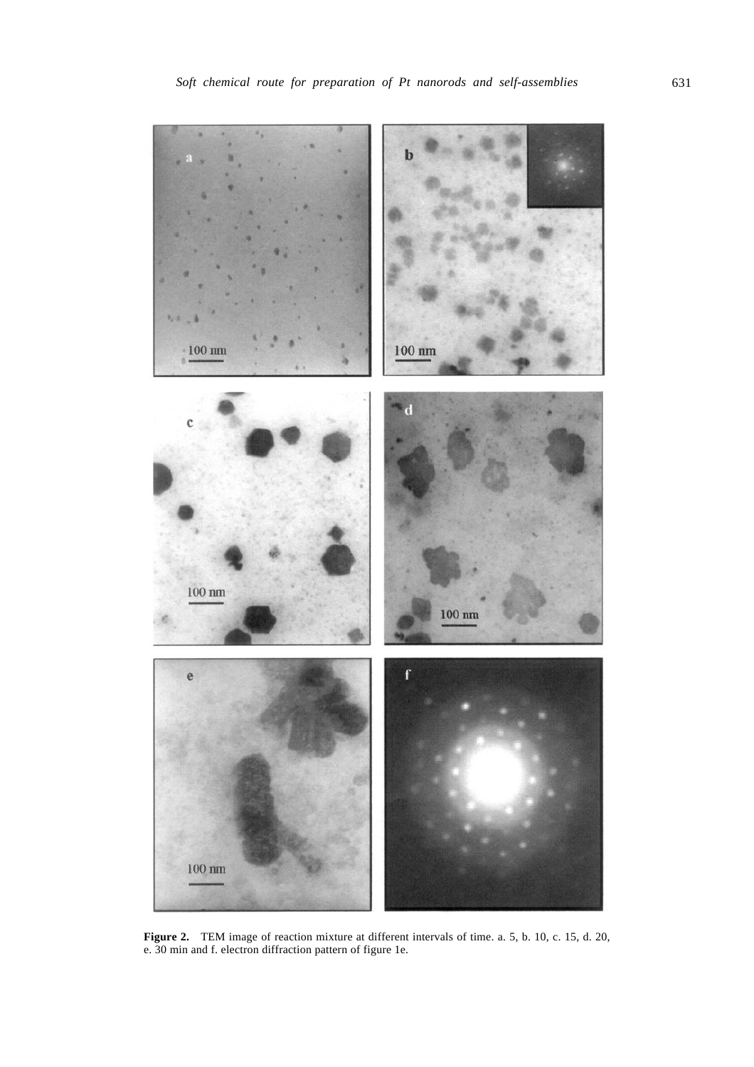**Figure 2.** TEM image of reaction mixture at different intervals of time. a. 5, b. 10, c. 15, d. 20, e. 30 min and f. electron diffraction pattern of figure 1e.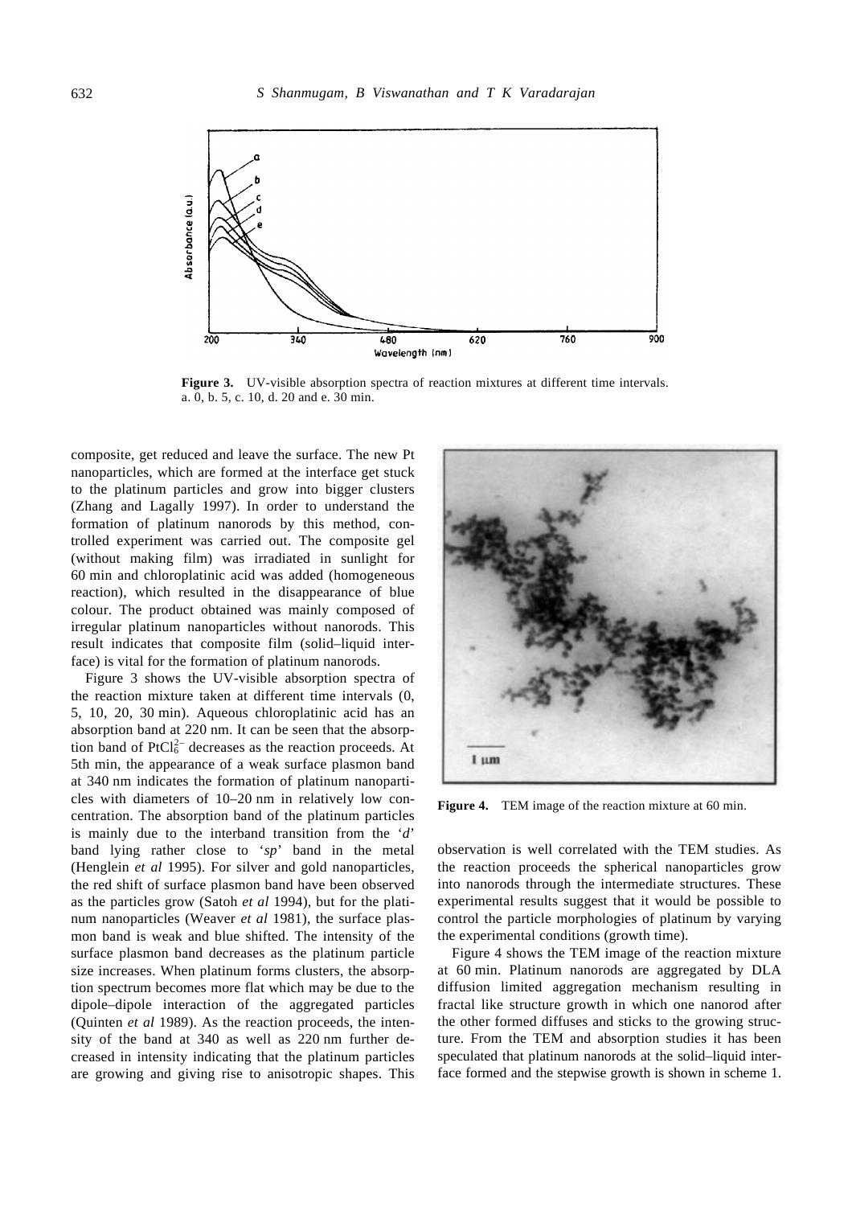**Figure 3.** UV-visible absorption spectra of reaction mixtures at different time intervals. a. 0, b. 5, c. 10, d. 20 and e. 30 min.

composite, get reduced and leave the surface. The new Pt nanoparticles, which are formed at the interface get stuck to the platinum particles and grow into bigger clusters (Zhang and Lagally 1997). In order to understand the formation of platinum nanorods by this method, controlled experiment was carried out. The composite gel (without making film) was irradiated in sunlight for 60 min and chloroplatinic acid was added (homogeneous reaction), which resulted in the disappearance of blue colour. The product obtained was mainly composed of irregular platinum nanoparticles without nanorods. This result indicates that composite film (solid–liquid interface) is vital for the formation of platinum nanorods.

Figure 3 shows the UV-visible absorption spectra of the reaction mixture taken at different time intervals (0, 5, 10, 20, 30 min). Aqueous chloroplatinic acid has an absorption band at 220 nm. It can be seen that the absorption band of $PtCl_6^{2-}$ decreases as the reaction proceeds. At 5th min, the appearance of a weak surface plasmon band at 340 nm indicates the formation of platinum nanoparticles with diameters of 10–20 nm in relatively low concentration. The absorption band of the platinum particles is mainly due to the interband transition from the '*d*' band lying rather close to '*sp*' band in the metal (Henglein *et al* 1995). For silver and gold nanoparticles, the red shift of surface plasmon band have been observed as the particles grow (Satoh *et al* 1994), but for the platinum nanoparticles (Weaver *et al* 1981), the surface plasmon band is weak and blue shifted. The intensity of the surface plasmon band decreases as the platinum particle size increases. When platinum forms clusters, the absorption spectrum becomes more flat which may be due to the dipole–dipole interaction of the aggregated particles (Quinten *et al* 1989). As the reaction proceeds, the intensity of the band at 340 as well as 220 nm further decreased in intensity indicating that the platinum particles are growing and giving rise to anisotropic shapes. This observation is well correlated with the TEM studies. As the reaction proceeds the spherical nanoparticles grow into nanorods through the intermediate structures. These experimental results suggest that it would be possible to control the particle morphologies of platinum by varying the experimental conditions (growth time).

**Figure 4.** TEM image of the reaction mixture at 60 min.

Figure 4 shows the TEM image of the reaction mixture at 60 min. Platinum nanorods are aggregated by DLA diffusion limited aggregation mechanism resulting in fractal like structure growth in which one nanorod after the other formed diffuses and sticks to the growing structure. From the TEM and absorption studies it has been speculated that platinum nanorods at the solid–liquid interface formed and the stepwise growth is shown in scheme 1.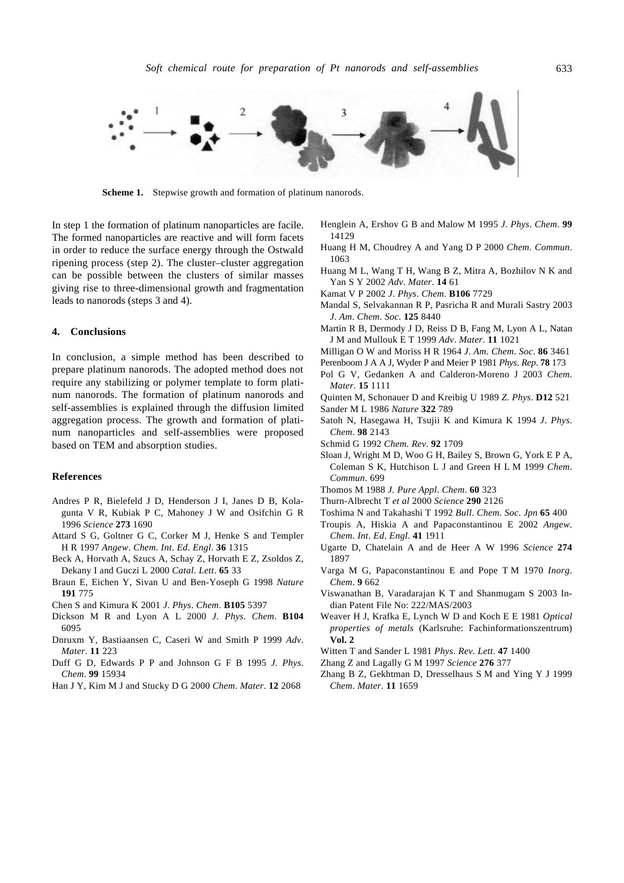**Scheme 1.** Stepwise growth and formation of platinum nanorods.

In step 1 the formation of platinum nanoparticles are facile. The formed nanoparticles are reactive and will form facets in order to reduce the surface energy through the Ostwald ripening process (step 2). The cluster–cluster aggregation can be possible between the clusters of similar masses giving rise to three-dimensional growth and fragmentation leads to nanorods (steps 3 and 4).

## 4. Conclusions

In conclusion, a simple method has been described to prepare platinum nanorods. The adopted method does not require any stabilizing or polymer template to form platinum nanorods. The formation of platinum nanorods and self-assemblies is explained through the diffusion limited aggregation process. The growth and formation of platinum nanoparticles and self-assemblies were proposed based on TEM and absorption studies.

## References

Andres P R, Bielefeld J D, Henderson J I, Janes D B, Kolagunta V R, Kubiak P C, Mahoney J W and Osifchin G R 1996 *Science* **273** 1690

Attard S G, Goltner G C, Corker M J, Henke S and Templer H R 1997 *Angew*. *Chem*. *Int*. *Ed*. *Engl*. **36** 1315

Beck A, Horvath A, Szucs A, Schay Z, Horvath E Z, Zsoldos Z, Dekany I and Guczi L 2000 *Catal*. *Lett*. **65** 33

Braun E, Eichen Y, Sivan U and Ben-Yoseph G 1998 *Nature* **191** 775

Chen S and Kimura K 2001 *J*. *Phys*. *Chem*. **B105** 5397

Dickson M R and Lyon A L 2000 *J*. *Phys*. *Chem*. **B104** 6095

Dnruxm Y, Bastiaansen C, Caseri W and Smith P 1999 *Adv*. *Mater*. **11** 223

Duff G D, Edwards P P and Johnson G F B 1995 *J*. *Phys*. *Chem*. **99** 15934

Han J Y, Kim M J and Stucky D G 2000 *Chem*. *Mater*. **12** 2068

Henglein A, Ershov G B and Malow M 1995 *J*. *Phys*. *Chem*. **99** 14129

Huang H M, Choudrey A and Yang D P 2000 *Chem*. *Commun*. 1063

Huang M L, Wang T H, Wang B Z, Mitra A, Bozhilov N K and Yan S Y 2002 *Adv*. *Mater*. **14** 61

Kamat V P 2002 *J*. *Phys*. *Chem*. **B106** 7729

Mandal S, Selvakannan R P, Pasricha R and Murali Sastry 2003 *J*. *Am*. *Chem*. *Soc*. **125** 8440

Martin R B, Dermody J D, Reiss D B, Fang M, Lyon A L, Natan J M and Mullouk E T 1999 *Adv*. *Mater*. **11** 1021

Milligan O W and Moriss H R 1964 *J*. *Am*. *Chem*. *Soc*. **86** 3461

Perenboom J A A J, Wyder P and Meier P 1981 *Phys*. *Rep*. **78** 173

Pol G V, Gedanken A and Calderon-Moreno J 2003 *Chem*. *Mater*. **15** 1111

Quinten M, Schonauer D and Kreibig U 1989 *Z*. *Phys*. **D12** 521

Sander M L 1986 *Nature* **322** 789

Satoh N, Hasegawa H, Tsujii K and Kimura K 1994 *J*. *Phys*. *Chem*. **98** 2143

Schmid G 1992 *Chem*. *Rev*. **92** 1709

Sloan J, Wright M D, Woo G H, Bailey S, Brown G, York E P A, Coleman S K, Hutchison L J and Green H L M 1999 *Chem*. *Commun*. 699

Thomos M 1988 *J*. *Pure Appl*. *Chem*. **60** 323

Thurn-Albrecht T *et al* 2000 *Science* **290** 2126

Toshima N and Takahashi T 1992 *Bull*. *Chem*. *Soc*. *Jpn* **65** 400

Troupis A, Hiskia A and Papaconstantinou E 2002 *Angew*. *Chem*. *Int*. *Ed*. *Engl*. **41** 1911

Ugarte D, Chatelain A and de Heer A W 1996 *Science* **274** 1897

Varga M G, Papaconstantinou E and Pope T M 1970 *Inorg*. *Chem*. **9** 662

Viswanathan B, Varadarajan K T and Shanmugam S 2003 Indian Patent File No: 222/MAS/2003

Weaver H J, Krafka E, Lynch W D and Koch E E 1981 *Optical properties of metals* (Karlsruhe: Fachinformationszentrum) **Vol. 2**

Witten T and Sander L 1981 *Phys*. *Rev*. *Lett*. **47** 1400

Zhang Z and Lagally G M 1997 *Science* **276** 377

Zhang B Z, Gekhtman D, Dresselhaus S M and Ying Y J 1999 *Chem*. *Mater*. **11** 1659